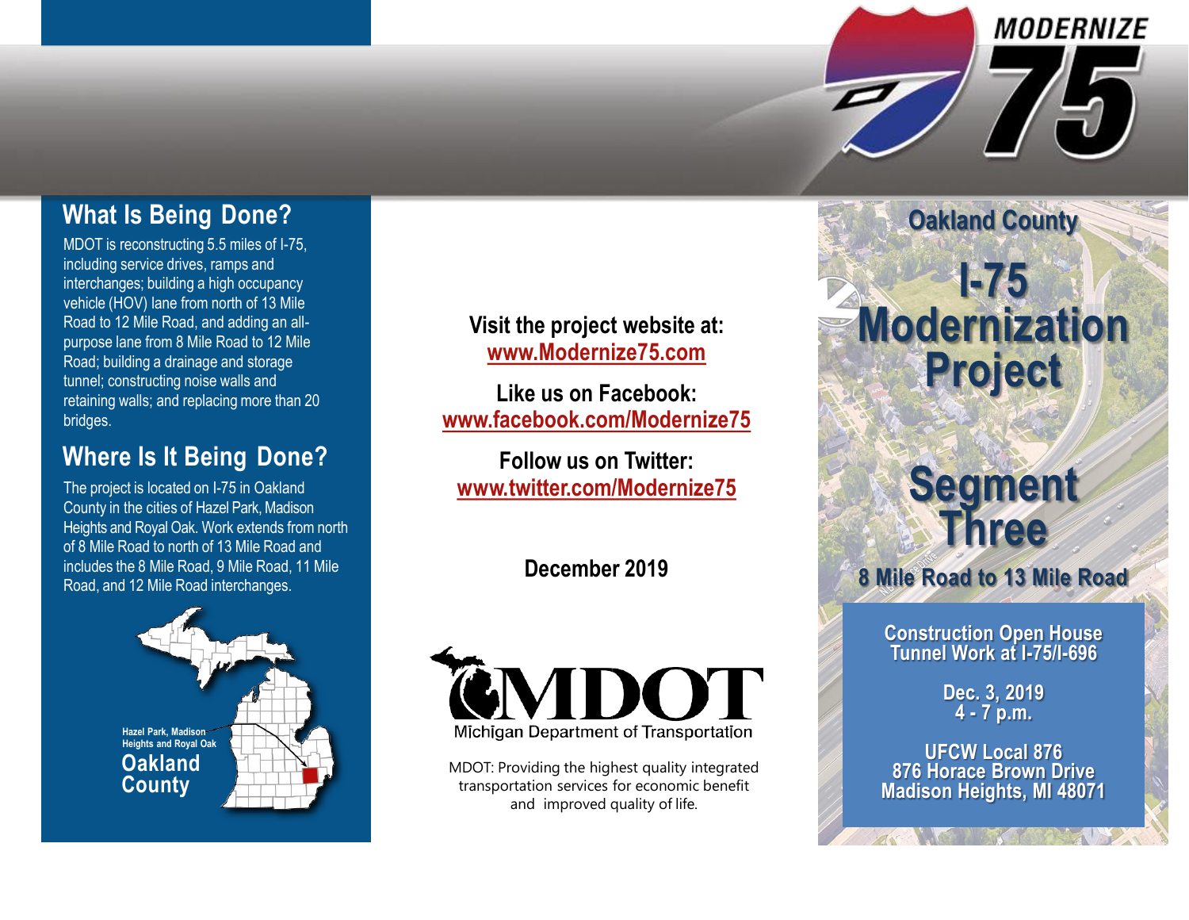## What Is Being Done?

MDOT is reconstructing 5.5 miles of I-75, including service drives, ramps and interchanges; building a high occupancy vehicle (HOV) lane from north of 13 Mile Road to 12 Mile Road, and adding an all-purpose lane from 8 Mile Road to 12 Mile Road; building a drainage and storage tunnel; constructing noise walls and retaining walls; and replacing more than 20 bridges.

## Where Is It Being Done?

The project is located on I-75 in Oakland County in the cities of Hazel Park, Madison Heights and Royal Oak. Work extends from north of 8 Mile Road to north of 13 Mile Road and includes the 8 Mile Road, 9 Mile Road, 11 Mile Road, and 12 Mile Road interchanges.

Hazel Park, Madison Heights and Royal Oak

**Oakland County**

**Visit the project website at:**
www.Modernize75.com

**Like us on Facebook:**
www.facebook.com/Modernize75

**Follow us on Twitter:**
www.twitter.com/Modernize75

**December 2019**

MDOT
Michigan Department of Transportation

MDOT: Providing the highest quality integrated transportation services for economic benefit and improved quality of life.

MODERNIZE 75

### Oakland County

# I-75 Modernization Project

# Segment Three

### 8 Mile Road to 13 Mile Road

**Construction Open House**
**Tunnel Work at I-75/I-696**

**Dec. 3, 2019**
**4 - 7 p.m.**

**UFCW Local 876**
**876 Horace Brown Drive**
**Madison Heights, MI 48071**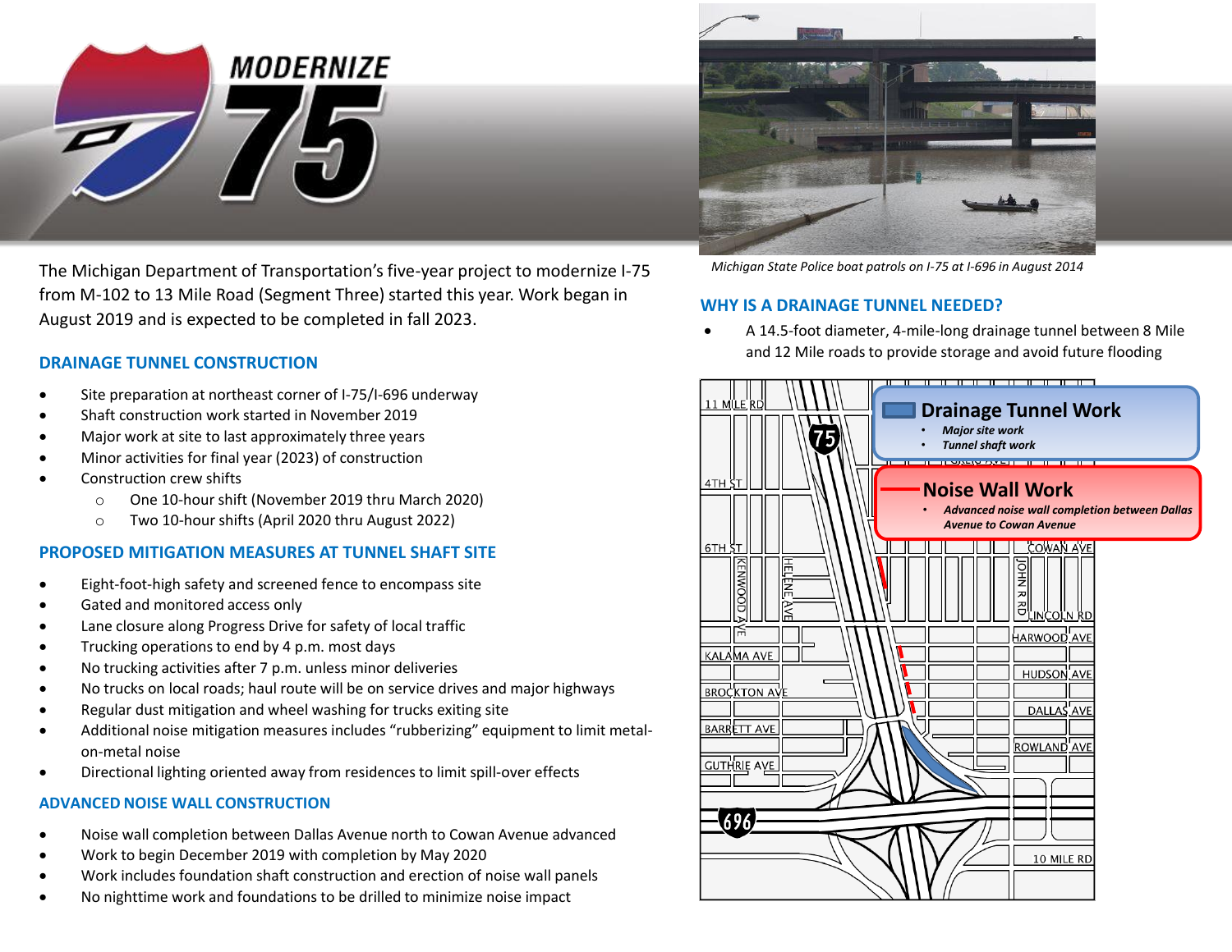# MODERNIZE 75

The Michigan Department of Transportation's five-year project to modernize I-75 from M-102 to 13 Mile Road (Segment Three) started this year. Work began in August 2019 and is expected to be completed in fall 2023.

## DRAINAGE TUNNEL CONSTRUCTION

- Site preparation at northeast corner of I-75/I-696 underway
- Shaft construction work started in November 2019
- Major work at site to last approximately three years
- Minor activities for final year (2023) of construction
- Construction crew shifts
  - One 10-hour shift (November 2019 thru March 2020)
  - Two 10-hour shifts (April 2020 thru August 2022)

## PROPOSED MITIGATION MEASURES AT TUNNEL SHAFT SITE

- Eight-foot-high safety and screened fence to encompass site
- Gated and monitored access only
- Lane closure along Progress Drive for safety of local traffic
- Trucking operations to end by 4 p.m. most days
- No trucking activities after 7 p.m. unless minor deliveries
- No trucks on local roads; haul route will be on service drives and major highways
- Regular dust mitigation and wheel washing for trucks exiting site
- Additional noise mitigation measures includes "rubberizing" equipment to limit metal-on-metal noise
- Directional lighting oriented away from residences to limit spill-over effects

## ADVANCED NOISE WALL CONSTRUCTION

- Noise wall completion between Dallas Avenue north to Cowan Avenue advanced
- Work to begin December 2019 with completion by May 2020
- Work includes foundation shaft construction and erection of noise wall panels
- No nighttime work and foundations to be drilled to minimize noise impact

*Michigan State Police boat patrols on I-75 at I-696 in August 2014*

## WHY IS A DRAINAGE TUNNEL NEEDED?

- A 14.5-foot diameter, 4-mile-long drainage tunnel between 8 Mile and 12 Mile roads to provide storage and avoid future flooding

**Drainage Tunnel Work**
- *Major site work*
- *Tunnel shaft work*

**Noise Wall Work**
- *Advanced noise wall completion between Dallas Avenue to Cowan Avenue*

11 MILE RD
4TH ST
6TH ST
COWAN AVE
KENWOOD AVE
HELENE AVE
JOHN R RD
LINCOLN RD
HARWOOD AVE
KALAMA AVE
HUDSON AVE
BROCKTON AVE
DALLAS AVE
BARRETT AVE
ROWLAND AVE
GUTHRIE AVE
75
696
10 MILE RD